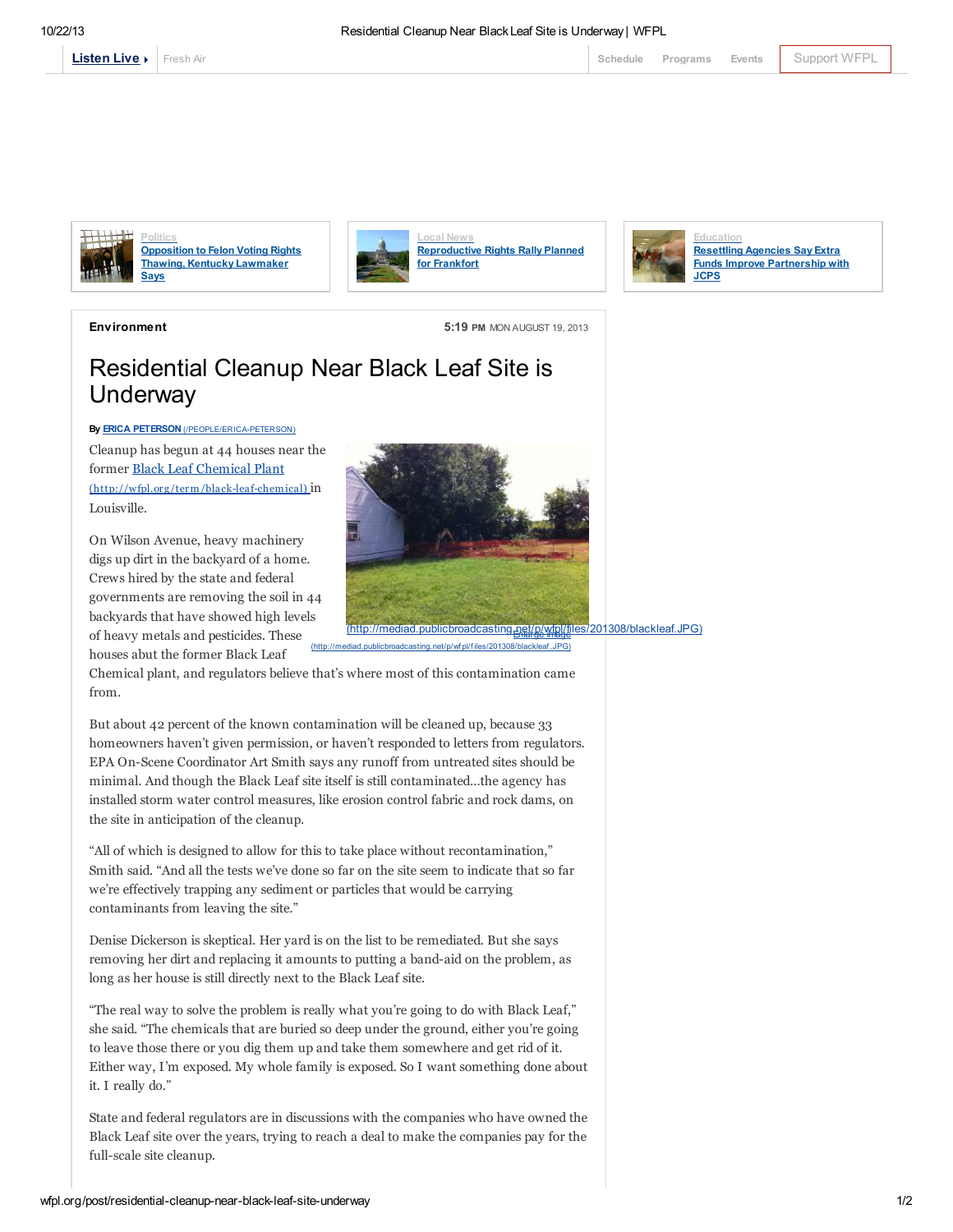Listen Live ▸ | Fresh Air | Schedule | Programs | Events | Support WFPL

[Politics](#) — **Opposition to Felon Voting Rights Thawing, Kentucky Lawmaker Says**

[Local News](#) — **Reproductive Rights Rally Planned for Frankfort**

[Education](#) — **Resettling Agencies Say Extra Funds Improve Partnership with JCPS**

**Environment** — 5:19 PM MON AUGUST 19, 2013

# Residential Cleanup Near Black Leaf Site is Underway

By **ERICA PETERSON** (/PEOPLE/ERICA-PETERSON)

Cleanup has begun at 44 houses near the former [Black Leaf Chemical Plant](http://wfpl.org/term/black-leaf-chemical) (http://wfpl.org/term/black-leaf-chemical) in Louisville.

(http://mediad.publicbroadcasting.net/p/wfpl/files/201308/blackleaf.JPG)
Enlarge image (http://mediad.publicbroadcasting.net/p/wfpl/files/201308/blackleaf.JPG)

On Wilson Avenue, heavy machinery digs up dirt in the backyard of a home. Crews hired by the state and federal governments are removing the soil in 44 backyards that have showed high levels of heavy metals and pesticides. These houses abut the former Black Leaf Chemical plant, and regulators believe that's where most of this contamination came from.

But about 42 percent of the known contamination will be cleaned up, because 33 homeowners haven't given permission, or haven't responded to letters from regulators. EPA On-Scene Coordinator Art Smith says any runoff from untreated sites should be minimal. And though the Black Leaf site itself is still contaminated…the agency has installed storm water control measures, like erosion control fabric and rock dams, on the site in anticipation of the cleanup.

"All of which is designed to allow for this to take place without recontamination," Smith said. "And all the tests we've done so far on the site seem to indicate that so far we're effectively trapping any sediment or particles that would be carrying contaminants from leaving the site."

Denise Dickerson is skeptical. Her yard is on the list to be remediated. But she says removing her dirt and replacing it amounts to putting a band-aid on the problem, as long as her house is still directly next to the Black Leaf site.

"The real way to solve the problem is really what you're going to do with Black Leaf," she said. "The chemicals that are buried so deep under the ground, either you're going to leave those there or you dig them up and take them somewhere and get rid of it. Either way, I'm exposed. My whole family is exposed. So I want something done about it. I really do."

State and federal regulators are in discussions with the companies who have owned the Black Leaf site over the years, trying to reach a deal to make the companies pay for the full-scale site cleanup.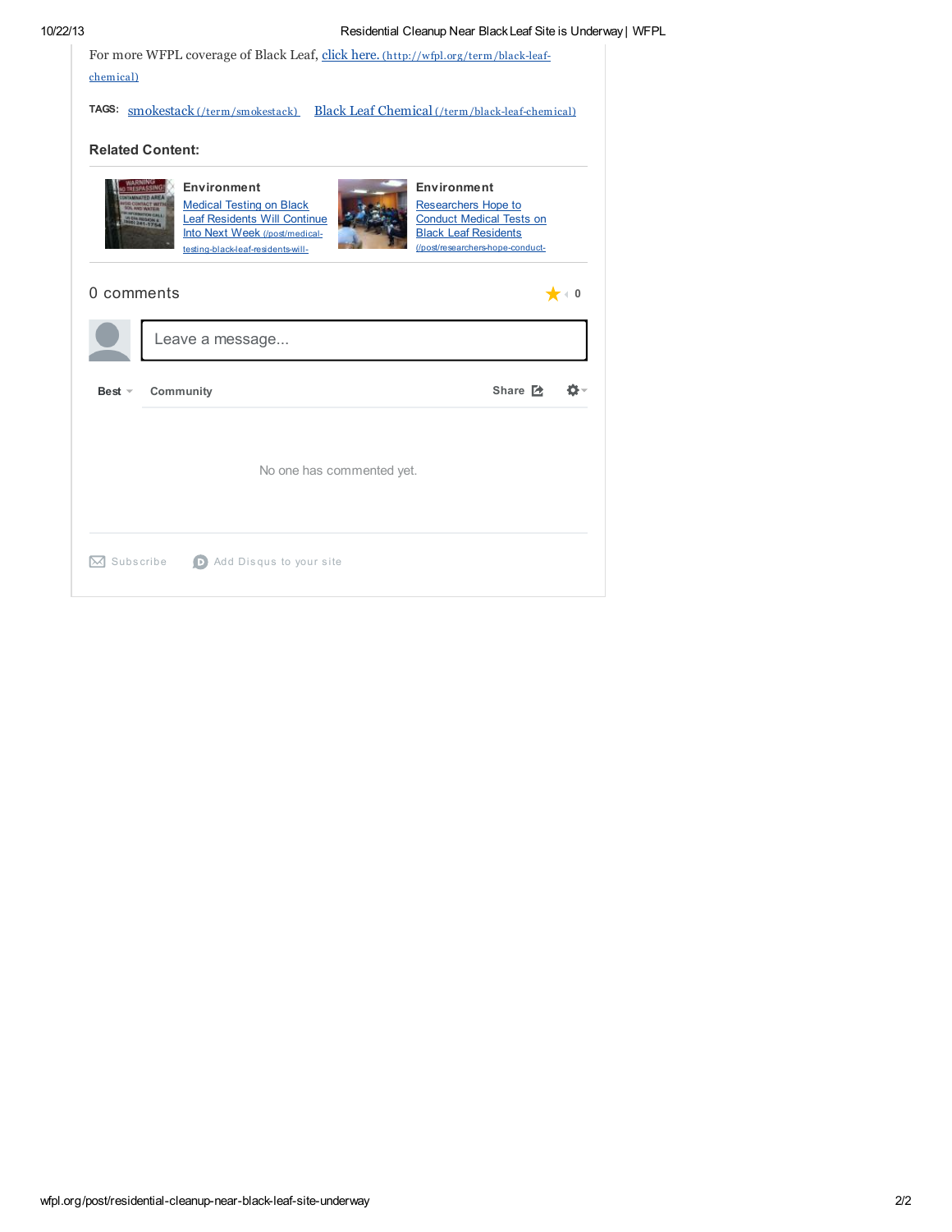For more WFPL coverage of Black Leaf, click here. (http://wfpl.org/term/black-leaf-chemical)

TAGS: smokestack (/term/smokestack) Black Leaf Chemical (/term/black-leaf-chemical)

**Related Content:**

**Environment**
Medical Testing on Black Leaf Residents Will Continue Into Next Week (/post/medical-testing-black-leaf-residents-will-

**Environment**
Researchers Hope to Conduct Medical Tests on Black Leaf Residents (/post/researchers-hope-conduct-

0 comments 0

Leave a message...

Best Community Share

No one has commented yet.

Subscribe Add Disqus to your site